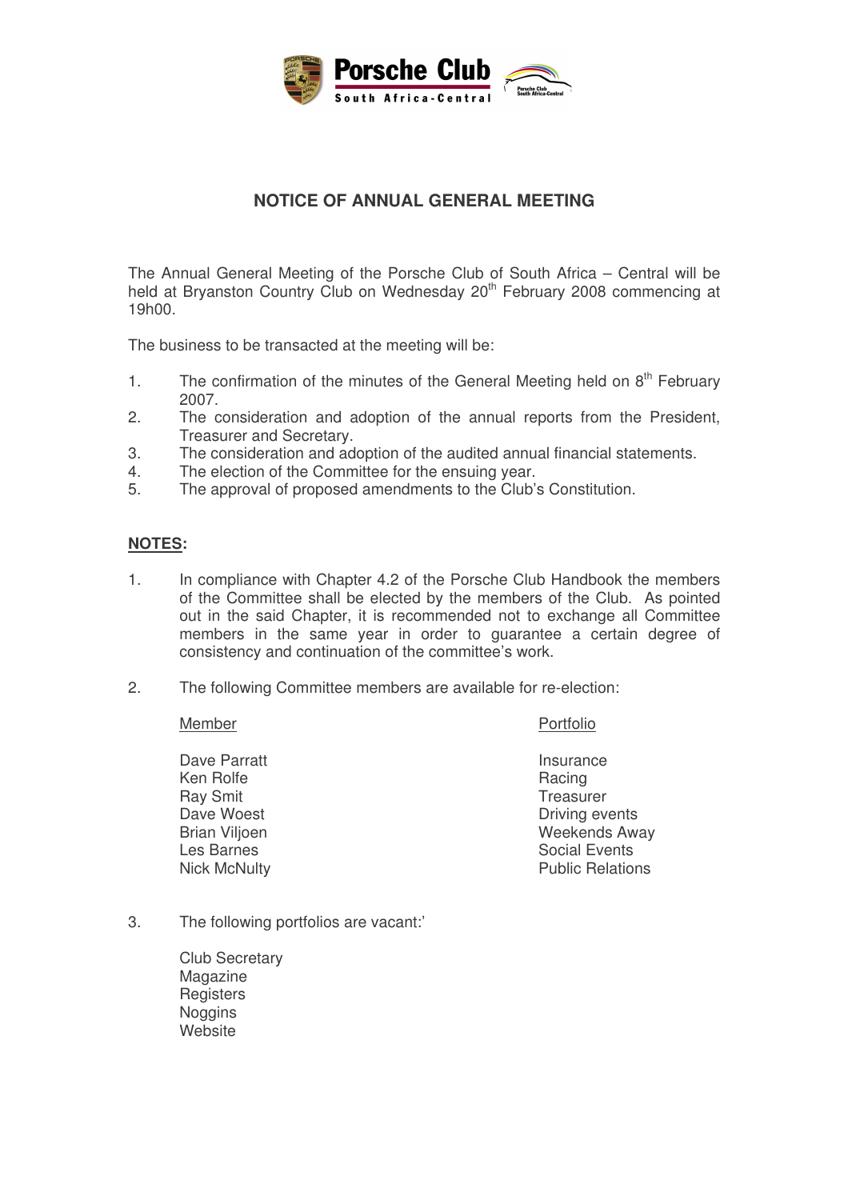# NOTICE OF ANNUAL GENERAL MEETING

The Annual General Meeting of the Porsche Club of South Africa – Central will be held at Bryanston Country Club on Wednesday 20th February 2008 commencing at 19h00.

The business to be transacted at the meeting will be:

1. The confirmation of the minutes of the General Meeting held on 8th February 2007.
2. The consideration and adoption of the annual reports from the President, Treasurer and Secretary.
3. The consideration and adoption of the audited annual financial statements.
4. The election of the Committee for the ensuing year.
5. The approval of proposed amendments to the Club's Constitution.

**<u>NOTES</u>:**

1. In compliance with Chapter 4.2 of the Porsche Club Handbook the members of the Committee shall be elected by the members of the Club. As pointed out in the said Chapter, it is recommended not to exchange all Committee members in the same year in order to guarantee a certain degree of consistency and continuation of the committee's work.

2. The following Committee members are available for re-election:

| Member | Portfolio |
|---|---|
| Dave Parratt | Insurance |
| Ken Rolfe | Racing |
| Ray Smit | Treasurer |
| Dave Woest | Driving events |
| Brian Viljoen | Weekends Away |
| Les Barnes | Social Events |
| Nick McNulty | Public Relations |

3. The following portfolios are vacant:'

   Club Secretary
   Magazine
   Registers
   Noggins
   Website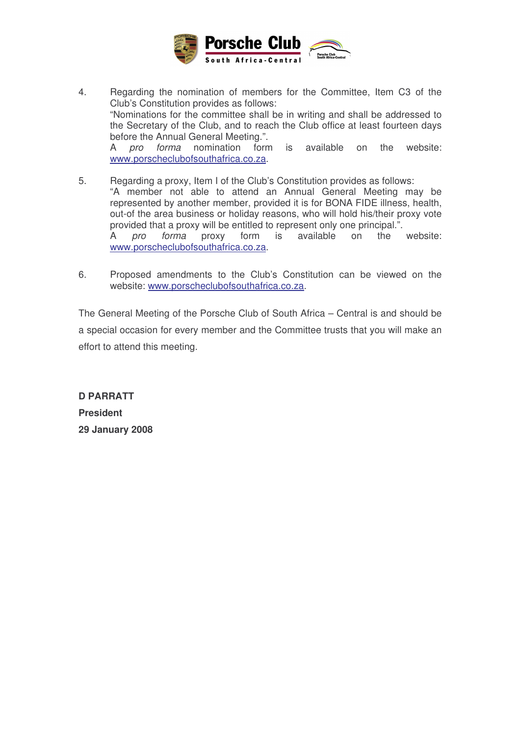4. Regarding the nomination of members for the Committee, Item C3 of the Club's Constitution provides as follows:
   "Nominations for the committee shall be in writing and shall be addressed to the Secretary of the Club, and to reach the Club office at least fourteen days before the Annual General Meeting.".
   A *pro forma* nomination form is available on the website: www.porscheclubofsouthafrica.co.za.

5. Regarding a proxy, Item I of the Club's Constitution provides as follows:
   "A member not able to attend an Annual General Meeting may be represented by another member, provided it is for BONA FIDE illness, health, out-of the area business or holiday reasons, who will hold his/their proxy vote provided that a proxy will be entitled to represent only one principal.".
   A *pro forma* proxy form is available on the website: www.porscheclubofsouthafrica.co.za.

6. Proposed amendments to the Club's Constitution can be viewed on the website: www.porscheclubofsouthafrica.co.za.

The General Meeting of the Porsche Club of South Africa – Central is and should be a special occasion for every member and the Committee trusts that you will make an effort to attend this meeting.

**D PARRATT**
**President**
**29 January 2008**